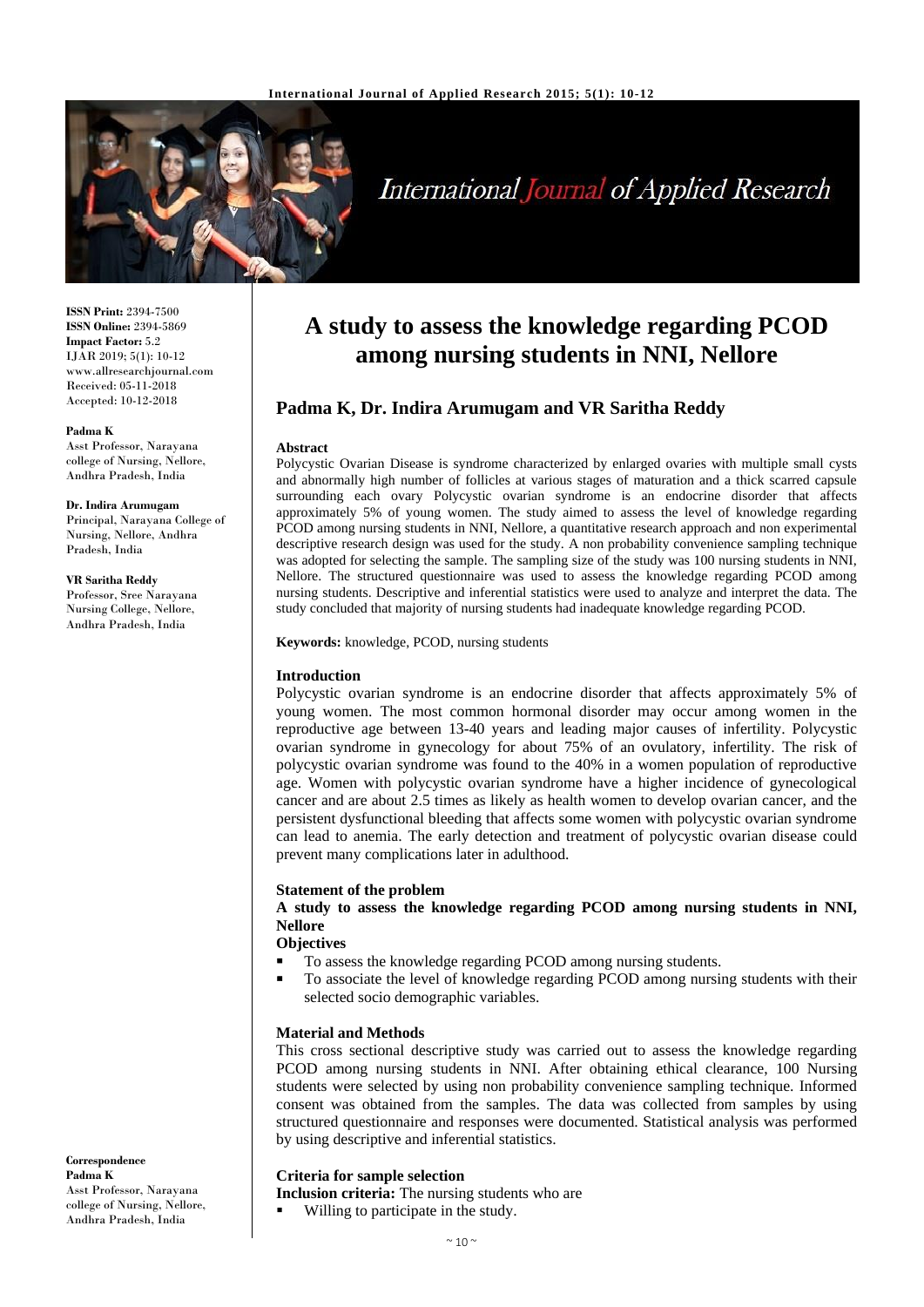# A study to assess the knowledge regarding PCOD among nursing students in NNI, Nellore

**Padma K, Dr. Indira Arumugam and VR Saritha Reddy**

ISSN Print: 2394-7500
ISSN Online: 2394-5869
Impact Factor: 5.2
IJAR 2019; 5(1): 10-12
www.allresearchjournal.com
Received: 05-11-2018
Accepted: 10-12-2018

**Padma K**
Asst Professor, Narayana college of Nursing, Nellore, Andhra Pradesh, India

**Dr. Indira Arumugam**
Principal, Narayana College of Nursing, Nellore, Andhra Pradesh, India

**VR Saritha Reddy**
Professor, Sree Narayana Nursing College, Nellore, Andhra Pradesh, India

**Correspondence**
**Padma K**
Asst Professor, Narayana college of Nursing, Nellore, Andhra Pradesh, India

### Abstract

Polycystic Ovarian Disease is syndrome characterized by enlarged ovaries with multiple small cysts and abnormally high number of follicles at various stages of maturation and a thick scarred capsule surrounding each ovary Polycystic ovarian syndrome is an endocrine disorder that affects approximately 5% of young women. The study aimed to assess the level of knowledge regarding PCOD among nursing students in NNI, Nellore, a quantitative research approach and non experimental descriptive research design was used for the study. A non probability convenience sampling technique was adopted for selecting the sample. The sampling size of the study was 100 nursing students in NNI, Nellore. The structured questionnaire was used to assess the knowledge regarding PCOD among nursing students. Descriptive and inferential statistics were used to analyze and interpret the data. The study concluded that majority of nursing students had inadequate knowledge regarding PCOD.

**Keywords:** knowledge, PCOD, nursing students

### Introduction

Polycystic ovarian syndrome is an endocrine disorder that affects approximately 5% of young women. The most common hormonal disorder may occur among women in the reproductive age between 13-40 years and leading major causes of infertility. Polycystic ovarian syndrome in gynecology for about 75% of an ovulatory, infertility. The risk of polycystic ovarian syndrome was found to the 40% in a women population of reproductive age. Women with polycystic ovarian syndrome have a higher incidence of gynecological cancer and are about 2.5 times as likely as health women to develop ovarian cancer, and the persistent dysfunctional bleeding that affects some women with polycystic ovarian syndrome can lead to anemia. The early detection and treatment of polycystic ovarian disease could prevent many complications later in adulthood.

### Statement of the problem

**A study to assess the knowledge regarding PCOD among nursing students in NNI, Nellore**

**Objectives**

- To assess the knowledge regarding PCOD among nursing students.
- To associate the level of knowledge regarding PCOD among nursing students with their selected socio demographic variables.

### Material and Methods

This cross sectional descriptive study was carried out to assess the knowledge regarding PCOD among nursing students in NNI. After obtaining ethical clearance, 100 Nursing students were selected by using non probability convenience sampling technique. Informed consent was obtained from the samples. The data was collected from samples by using structured questionnaire and responses were documented. Statistical analysis was performed by using descriptive and inferential statistics.

### Criteria for sample selection

**Inclusion criteria:** The nursing students who are

- Willing to participate in the study.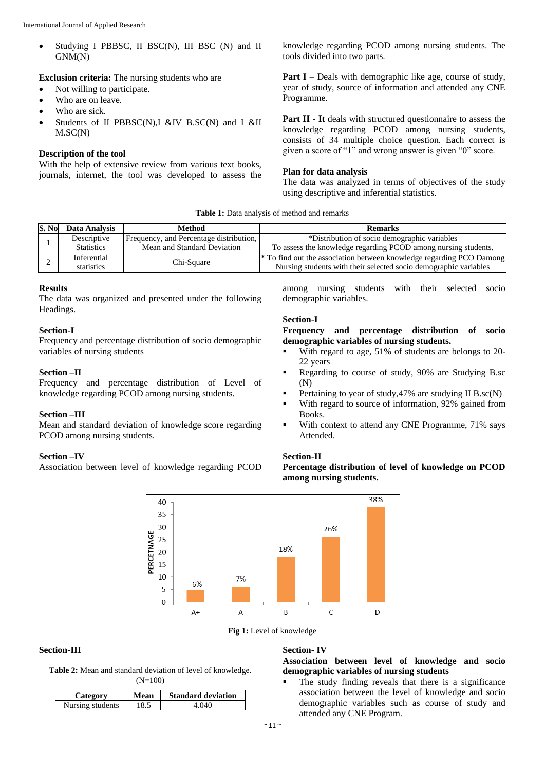- Studying I PBBSC, II BSC(N), III BSC (N) and II GNM(N)

**Exclusion criteria:** The nursing students who are

- Not willing to participate.
- Who are on leave.
- Who are sick.
- Students of II PBBSC(N),I &IV B.SC(N) and I &II M.SC(N)

**Description of the tool**

With the help of extensive review from various text books, journals, internet, the tool was developed to assess the knowledge regarding PCOD among nursing students. The tools divided into two parts.

**Part I** – Deals with demographic like age, course of study, year of study, source of information and attended any CNE Programme.

**Part II - It** deals with structured questionnaire to assess the knowledge regarding PCOD among nursing students, consists of 34 multiple choice question. Each correct is given a score of "1" and wrong answer is given "0" score.

**Plan for data analysis**

The data was analyzed in terms of objectives of the study using descriptive and inferential statistics.

**Table 1:** Data analysis of method and remarks

| S. No | Data Analysis | Method | Remarks |
|---|---|---|---|
| 1 | Descriptive Statistics | Frequency, and Percentage distribution, Mean and Standard Deviation | *Distribution of socio demographic variables To assess the knowledge regarding PCOD among nursing students. |
| 2 | Inferential statistics | Chi-Square | * To find out the association between knowledge regarding PCO Damong Nursing students with their selected socio demographic variables |

**Results**

The data was organized and presented under the following Headings.

**Section-I**

Frequency and percentage distribution of socio demographic variables of nursing students

**Section –II**

Frequency and percentage distribution of Level of knowledge regarding PCOD among nursing students.

**Section –III**

Mean and standard deviation of knowledge score regarding PCOD among nursing students.

**Section –IV**

Association between level of knowledge regarding PCOD among nursing students with their selected socio demographic variables.

**Section-I**

**Frequency and percentage distribution of socio demographic variables of nursing students.**

- With regard to age, 51% of students are belongs to 20-22 years
- Regarding to course of study, 90% are Studying B.sc (N)
- Pertaining to year of study,47% are studying II B.sc(N)
- With regard to source of information, 92% gained from Books.
- With context to attend any CNE Programme, 71% says Attended.

**Section-II**

**Percentage distribution of level of knowledge on PCOD among nursing students.**

| Level | PERCETNAGE |
|---|---|
| A+ | 6% |
| A | 7% |
| B | 18% |
| C | 26% |
| D | 38% |

**Fig 1:** Level of knowledge

**Section-III**

**Table 2:** Mean and standard deviation of level of knowledge. (N=100)

| Category | Mean | Standard deviation |
|---|---|---|
| Nursing students | 18.5 | 4.040 |

**Section- IV**

**Association between level of knowledge and socio demographic variables of nursing students**

- The study finding reveals that there is a significance association between the level of knowledge and socio demographic variables such as course of study and attended any CNE Program.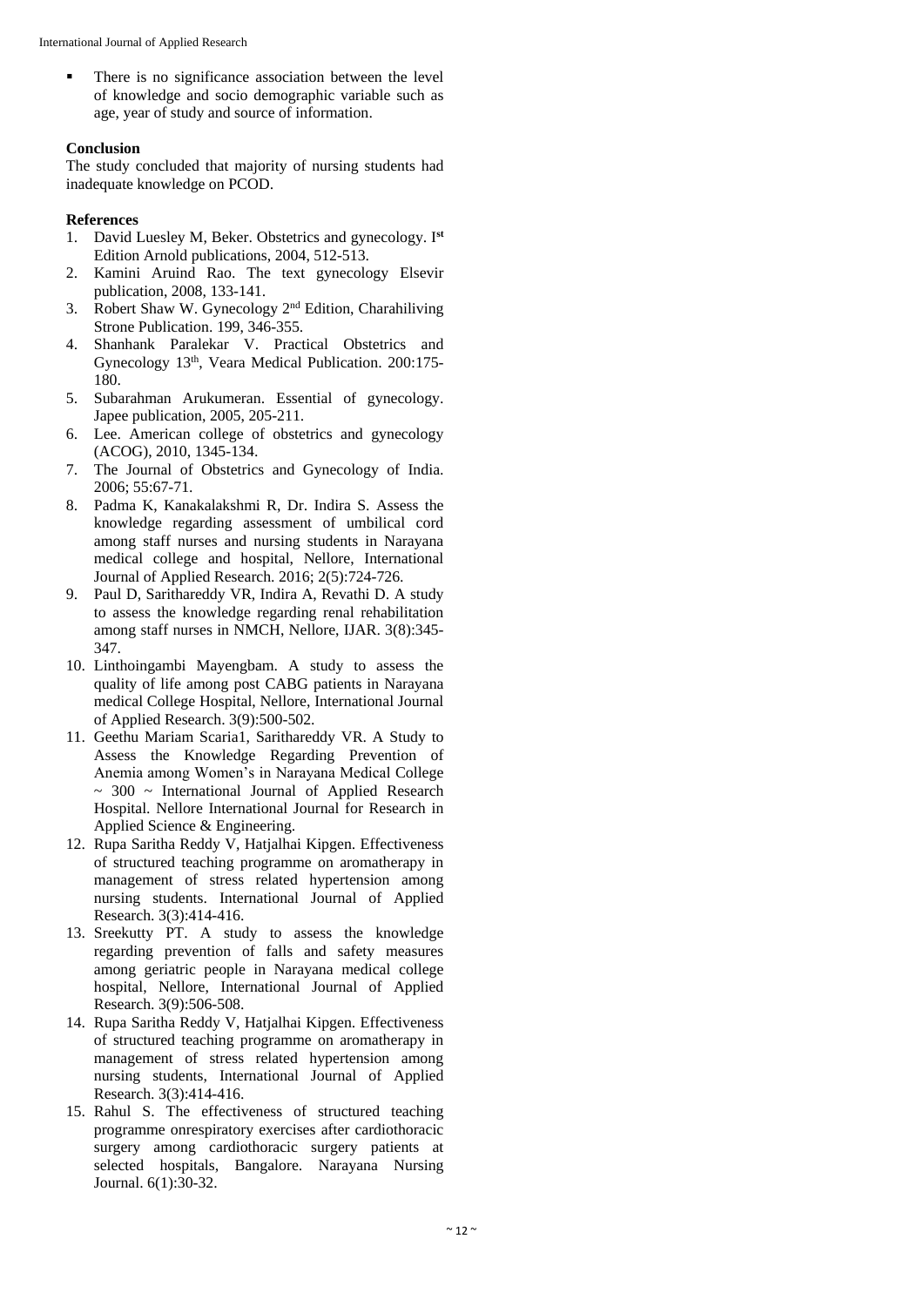- There is no significance association between the level of knowledge and socio demographic variable such as age, year of study and source of information.

**Conclusion**

The study concluded that majority of nursing students had inadequate knowledge on PCOD.

**References**

1. David Luesley M, Beker. Obstetrics and gynecology. I[st] Edition Arnold publications, 2004, 512-513.
2. Kamini Aruind Rao. The text gynecology Elsevir publication, 2008, 133-141.
3. Robert Shaw W. Gynecology 2[nd] Edition, Charahiliving Strone Publication. 199, 346-355.
4. Shanhank Paralekar V. Practical Obstetrics and Gynecology 13[th], Veara Medical Publication. 200:175-180.
5. Subarahman Arukumeran. Essential of gynecology. Japee publication, 2005, 205-211.
6. Lee. American college of obstetrics and gynecology (ACOG), 2010, 1345-134.
7. The Journal of Obstetrics and Gynecology of India. 2006; 55:67-71.
8. Padma K, Kanakalakshmi R, Dr. Indira S. Assess the knowledge regarding assessment of umbilical cord among staff nurses and nursing students in Narayana medical college and hospital, Nellore, International Journal of Applied Research. 2016; 2(5):724-726.
9. Paul D, Sarithareddy VR, Indira A, Revathi D. A study to assess the knowledge regarding renal rehabilitation among staff nurses in NMCH, Nellore, IJAR. 3(8):345-347.
10. Linthoingambi Mayengbam. A study to assess the quality of life among post CABG patients in Narayana medical College Hospital, Nellore, International Journal of Applied Research. 3(9):500-502.
11. Geethu Mariam Scaria1, Sarithareddy VR. A Study to Assess the Knowledge Regarding Prevention of Anemia among Women's in Narayana Medical College ~ 300 ~ International Journal of Applied Research Hospital. Nellore International Journal for Research in Applied Science & Engineering.
12. Rupa Saritha Reddy V, Hatjalhai Kipgen. Effectiveness of structured teaching programme on aromatherapy in management of stress related hypertension among nursing students. International Journal of Applied Research. 3(3):414-416.
13. Sreekutty PT. A study to assess the knowledge regarding prevention of falls and safety measures among geriatric people in Narayana medical college hospital, Nellore, International Journal of Applied Research. 3(9):506-508.
14. Rupa Saritha Reddy V, Hatjalhai Kipgen. Effectiveness of structured teaching programme on aromatherapy in management of stress related hypertension among nursing students, International Journal of Applied Research. 3(3):414-416.
15. Rahul S. The effectiveness of structured teaching programme onrespiratory exercises after cardiothoracic surgery among cardiothoracic surgery patients at selected hospitals, Bangalore. Narayana Nursing Journal. 6(1):30-32.